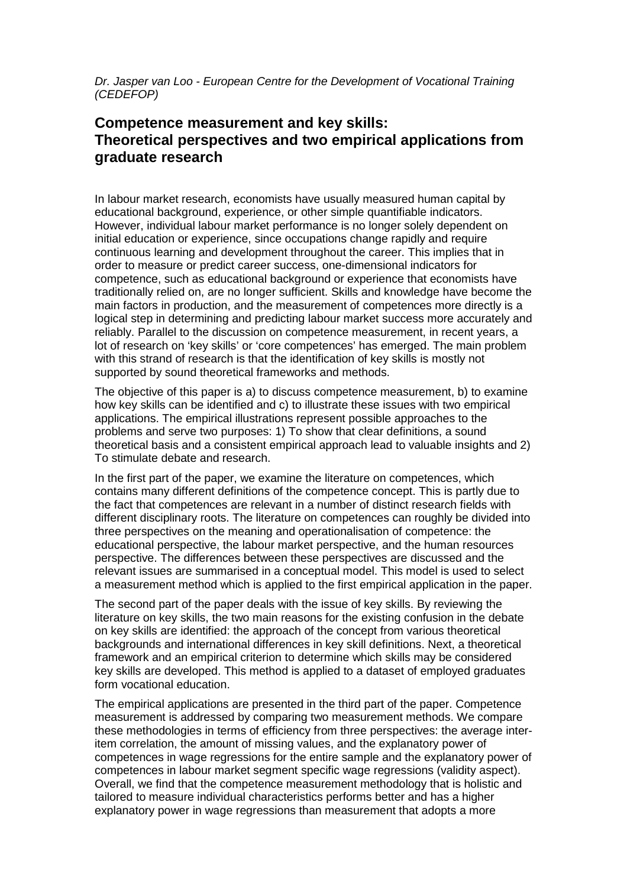*Dr. Jasper van Loo - European Centre for the Development of Vocational Training (CEDEFOP)*

## Competence measurement and key skills: Theoretical perspectives and two empirical applications from graduate research

In labour market research, economists have usually measured human capital by educational background, experience, or other simple quantifiable indicators. However, individual labour market performance is no longer solely dependent on initial education or experience, since occupations change rapidly and require continuous learning and development throughout the career. This implies that in order to measure or predict career success, one-dimensional indicators for competence, such as educational background or experience that economists have traditionally relied on, are no longer sufficient. Skills and knowledge have become the main factors in production, and the measurement of competences more directly is a logical step in determining and predicting labour market success more accurately and reliably. Parallel to the discussion on competence measurement, in recent years, a lot of research on 'key skills' or 'core competences' has emerged. The main problem with this strand of research is that the identification of key skills is mostly not supported by sound theoretical frameworks and methods.

The objective of this paper is a) to discuss competence measurement, b) to examine how key skills can be identified and c) to illustrate these issues with two empirical applications. The empirical illustrations represent possible approaches to the problems and serve two purposes: 1) To show that clear definitions, a sound theoretical basis and a consistent empirical approach lead to valuable insights and 2) To stimulate debate and research.

In the first part of the paper, we examine the literature on competences, which contains many different definitions of the competence concept. This is partly due to the fact that competences are relevant in a number of distinct research fields with different disciplinary roots. The literature on competences can roughly be divided into three perspectives on the meaning and operationalisation of competence: the educational perspective, the labour market perspective, and the human resources perspective. The differences between these perspectives are discussed and the relevant issues are summarised in a conceptual model. This model is used to select a measurement method which is applied to the first empirical application in the paper.

The second part of the paper deals with the issue of key skills. By reviewing the literature on key skills, the two main reasons for the existing confusion in the debate on key skills are identified: the approach of the concept from various theoretical backgrounds and international differences in key skill definitions. Next, a theoretical framework and an empirical criterion to determine which skills may be considered key skills are developed. This method is applied to a dataset of employed graduates form vocational education.

The empirical applications are presented in the third part of the paper. Competence measurement is addressed by comparing two measurement methods. We compare these methodologies in terms of efficiency from three perspectives: the average inter-item correlation, the amount of missing values, and the explanatory power of competences in wage regressions for the entire sample and the explanatory power of competences in labour market segment specific wage regressions (validity aspect). Overall, we find that the competence measurement methodology that is holistic and tailored to measure individual characteristics performs better and has a higher explanatory power in wage regressions than measurement that adopts a more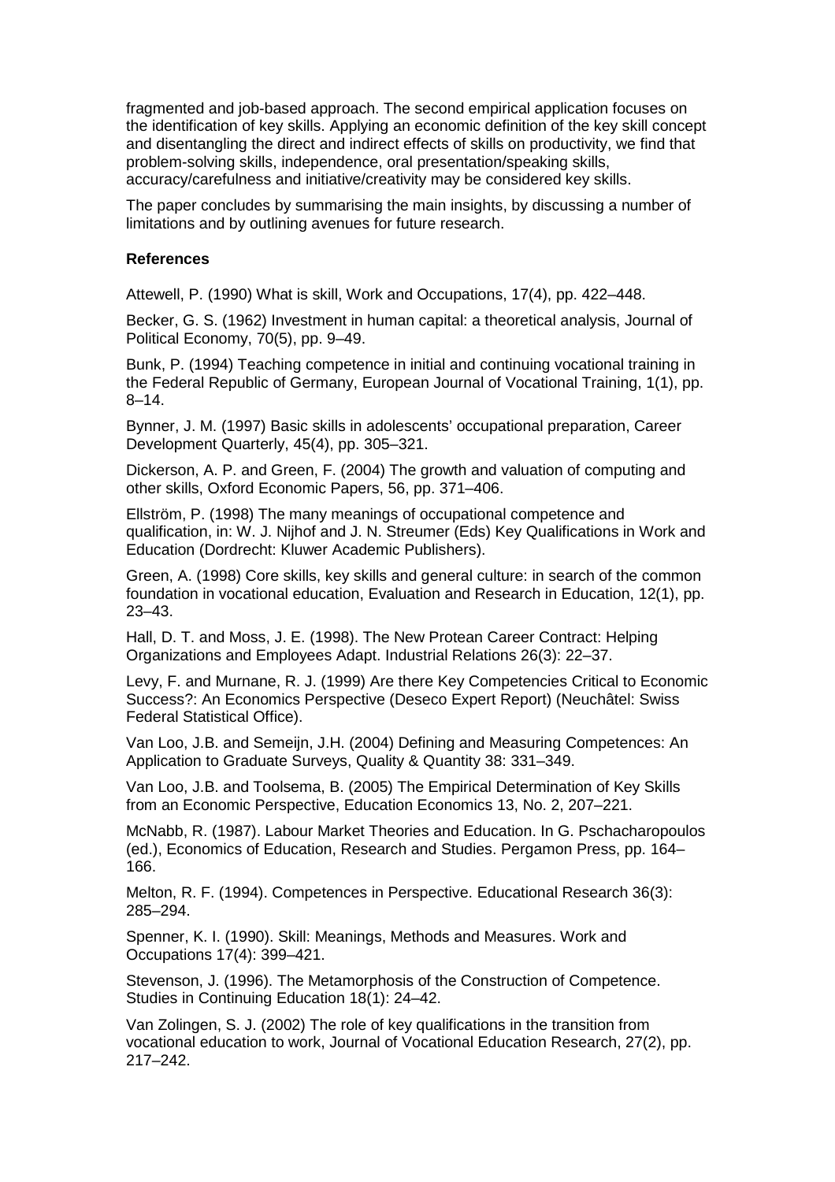fragmented and job-based approach. The second empirical application focuses on the identification of key skills. Applying an economic definition of the key skill concept and disentangling the direct and indirect effects of skills on productivity, we find that problem-solving skills, independence, oral presentation/speaking skills, accuracy/carefulness and initiative/creativity may be considered key skills.

The paper concludes by summarising the main insights, by discussing a number of limitations and by outlining avenues for future research.

**References**

Attewell, P. (1990) What is skill, Work and Occupations, 17(4), pp. 422–448.

Becker, G. S. (1962) Investment in human capital: a theoretical analysis, Journal of Political Economy, 70(5), pp. 9–49.

Bunk, P. (1994) Teaching competence in initial and continuing vocational training in the Federal Republic of Germany, European Journal of Vocational Training, 1(1), pp. 8–14.

Bynner, J. M. (1997) Basic skills in adolescents' occupational preparation, Career Development Quarterly, 45(4), pp. 305–321.

Dickerson, A. P. and Green, F. (2004) The growth and valuation of computing and other skills, Oxford Economic Papers, 56, pp. 371–406.

Ellström, P. (1998) The many meanings of occupational competence and qualification, in: W. J. Nijhof and J. N. Streumer (Eds) Key Qualifications in Work and Education (Dordrecht: Kluwer Academic Publishers).

Green, A. (1998) Core skills, key skills and general culture: in search of the common foundation in vocational education, Evaluation and Research in Education, 12(1), pp. 23–43.

Hall, D. T. and Moss, J. E. (1998). The New Protean Career Contract: Helping Organizations and Employees Adapt. Industrial Relations 26(3): 22–37.

Levy, F. and Murnane, R. J. (1999) Are there Key Competencies Critical to Economic Success?: An Economics Perspective (Deseco Expert Report) (Neuchâtel: Swiss Federal Statistical Office).

Van Loo, J.B. and Semeijn, J.H. (2004) Defining and Measuring Competences: An Application to Graduate Surveys, Quality & Quantity 38: 331–349.

Van Loo, J.B. and Toolsema, B. (2005) The Empirical Determination of Key Skills from an Economic Perspective, Education Economics 13, No. 2, 207–221.

McNabb, R. (1987). Labour Market Theories and Education. In G. Pschacharopoulos (ed.), Economics of Education, Research and Studies. Pergamon Press, pp. 164–166.

Melton, R. F. (1994). Competences in Perspective. Educational Research 36(3): 285–294.

Spenner, K. I. (1990). Skill: Meanings, Methods and Measures. Work and Occupations 17(4): 399–421.

Stevenson, J. (1996). The Metamorphosis of the Construction of Competence. Studies in Continuing Education 18(1): 24–42.

Van Zolingen, S. J. (2002) The role of key qualifications in the transition from vocational education to work, Journal of Vocational Education Research, 27(2), pp. 217–242.